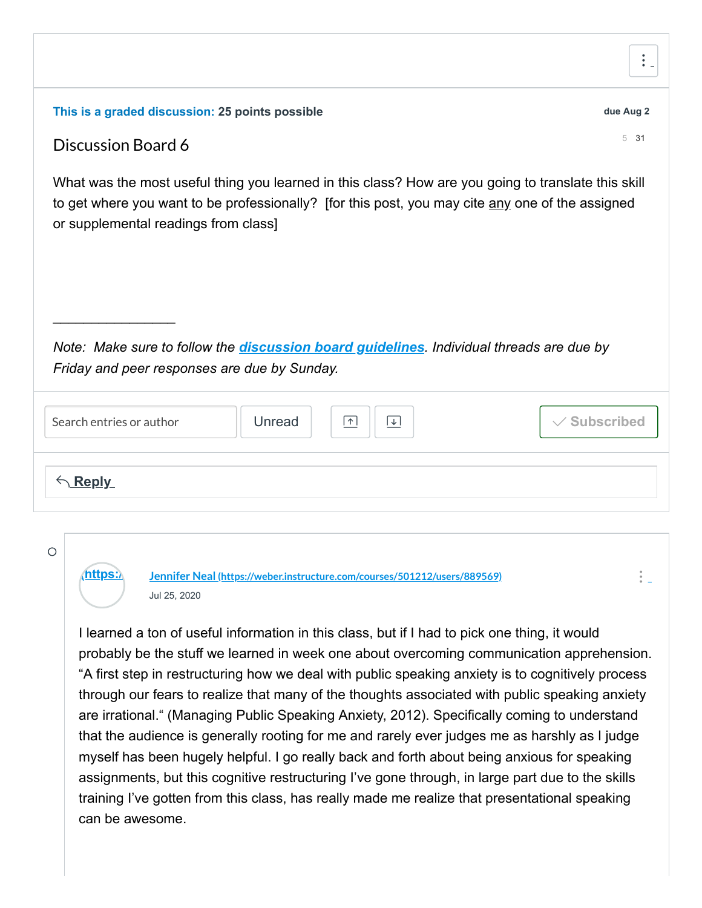This is a graded discussion: **25 points possible**

due Aug 2

5 31

# Discussion Board 6

What was the most useful thing you learned in this class? How are you going to translate this skill to get where you want to be professionally? [for this post, you may cite any one of the assigned or supplemental readings from class]

---

*Note: Make sure to follow the **discussion board guidelines**. Individual threads are due by Friday and peer responses are due by Sunday.*

Search entries or author | Unread | Subscribed

Reply

---

(https:/

Jennifer Neal (https://weber.instructure.com/courses/501212/users/889569)

Jul 25, 2020

I learned a ton of useful information in this class, but if I had to pick one thing, it would probably be the stuff we learned in week one about overcoming communication apprehension. "A first step in restructuring how we deal with public speaking anxiety is to cognitively process through our fears to realize that many of the thoughts associated with public speaking anxiety are irrational." (Managing Public Speaking Anxiety, 2012). Specifically coming to understand that the audience is generally rooting for me and rarely ever judges me as harshly as I judge myself has been hugely helpful. I go really back and forth about being anxious for speaking assignments, but this cognitive restructuring I've gone through, in large part due to the skills training I've gotten from this class, has really made me realize that presentational speaking can be awesome.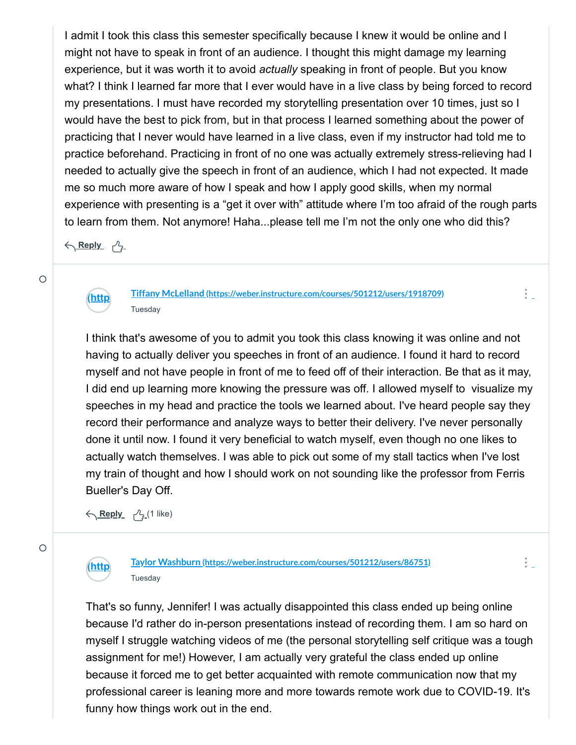I admit I took this class this semester specifically because I knew it would be online and I might not have to speak in front of an audience. I thought this might damage my learning experience, but it was worth it to avoid *actually* speaking in front of people. But you know what? I think I learned far more that I ever would have in a live class by being forced to record my presentations. I must have recorded my storytelling presentation over 10 times, just so I would have the best to pick from, but in that process I learned something about the power of practicing that I never would have learned in a live class, even if my instructor had told me to practice beforehand. Practicing in front of no one was actually extremely stress-relieving had I needed to actually give the speech in front of an audience, which I had not expected. It made me so much more aware of how I speak and how I apply good skills, when my normal experience with presenting is a "get it over with" attitude where I'm too afraid of the rough parts to learn from them. Not anymore! Haha...please tell me I'm not the only one who did this?

Reply

[Tiffany McLelland (https://weber.instructure.com/courses/501212/users/1918709)](https://weber.instructure.com/courses/501212/users/1918709)
Tuesday

I think that's awesome of you to admit you took this class knowing it was online and not having to actually deliver you speeches in front of an audience. I found it hard to record myself and not have people in front of me to feed off of their interaction. Be that as it may, I did end up learning more knowing the pressure was off. I allowed myself to visualize my speeches in my head and practice the tools we learned about. I've heard people say they record their performance and analyze ways to better their delivery. I've never personally done it until now. I found it very beneficial to watch myself, even though no one likes to actually watch themselves. I was able to pick out some of my stall tactics when I've lost my train of thought and how I should work on not sounding like the professor from Ferris Bueller's Day Off.

Reply (1 like)

[Taylor Washburn (https://weber.instructure.com/courses/501212/users/86751)](https://weber.instructure.com/courses/501212/users/86751)
Tuesday

That's so funny, Jennifer! I was actually disappointed this class ended up being online because I'd rather do in-person presentations instead of recording them. I am so hard on myself I struggle watching videos of me (the personal storytelling self critique was a tough assignment for me!) However, I am actually very grateful the class ended up online because it forced me to get better acquainted with remote communication now that my professional career is leaning more and more towards remote work due to COVID-19. It's funny how things work out in the end.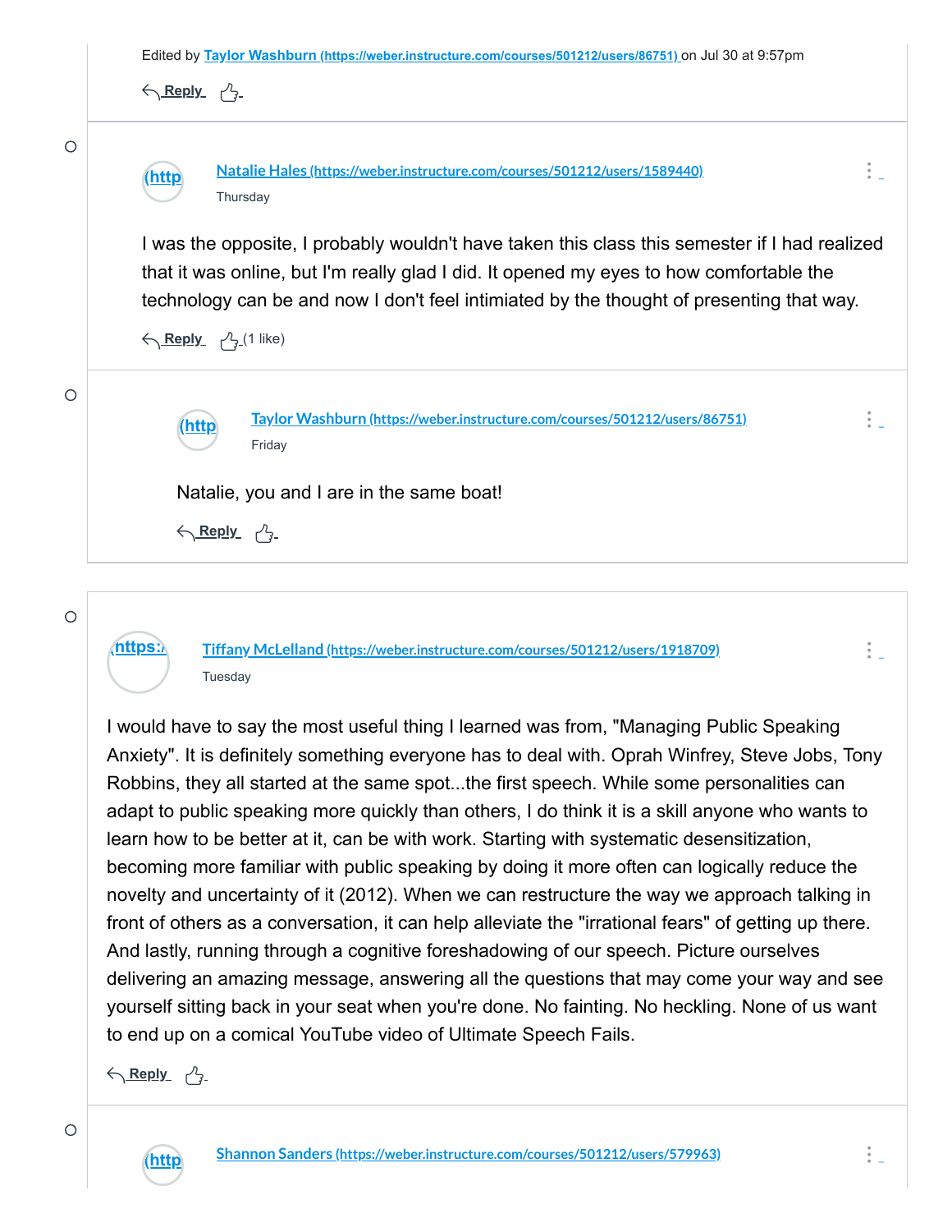Edited by [Taylor Washburn](https://weber.instructure.com/courses/501212/users/86751) (https://weber.instructure.com/courses/501212/users/86751) on Jul 30 at 9:57pm

Reply

---

(http

[Natalie Hales](https://weber.instructure.com/courses/501212/users/1589440) (https://weber.instructure.com/courses/501212/users/1589440)

Thursday

I was the opposite, I probably wouldn't have taken this class this semester if I had realized that it was online, but I'm really glad I did. It opened my eyes to how comfortable the technology can be and now I don't feel intimiated by the thought of presenting that way.

Reply (1 like)

---

(http

[Taylor Washburn](https://weber.instructure.com/courses/501212/users/86751) (https://weber.instructure.com/courses/501212/users/86751)

Friday

Natalie, you and I are in the same boat!

Reply

---

(https:/

[Tiffany McLelland](https://weber.instructure.com/courses/501212/users/1918709) (https://weber.instructure.com/courses/501212/users/1918709)

Tuesday

I would have to say the most useful thing I learned was from, "Managing Public Speaking Anxiety". It is definitely something everyone has to deal with. Oprah Winfrey, Steve Jobs, Tony Robbins, they all started at the same spot...the first speech. While some personalities can adapt to public speaking more quickly than others, I do think it is a skill anyone who wants to learn how to be better at it, can be with work. Starting with systematic desensitization, becoming more familiar with public speaking by doing it more often can logically reduce the novelty and uncertainty of it (2012). When we can restructure the way we approach talking in front of others as a conversation, it can help alleviate the "irrational fears" of getting up there. And lastly, running through a cognitive foreshadowing of our speech. Picture ourselves delivering an amazing message, answering all the questions that may come your way and see yourself sitting back in your seat when you're done. No fainting. No heckling. None of us want to end up on a comical YouTube video of Ultimate Speech Fails.

Reply

---

(http

[Shannon Sanders](https://weber.instructure.com/courses/501212/users/579963) (https://weber.instructure.com/courses/501212/users/579963)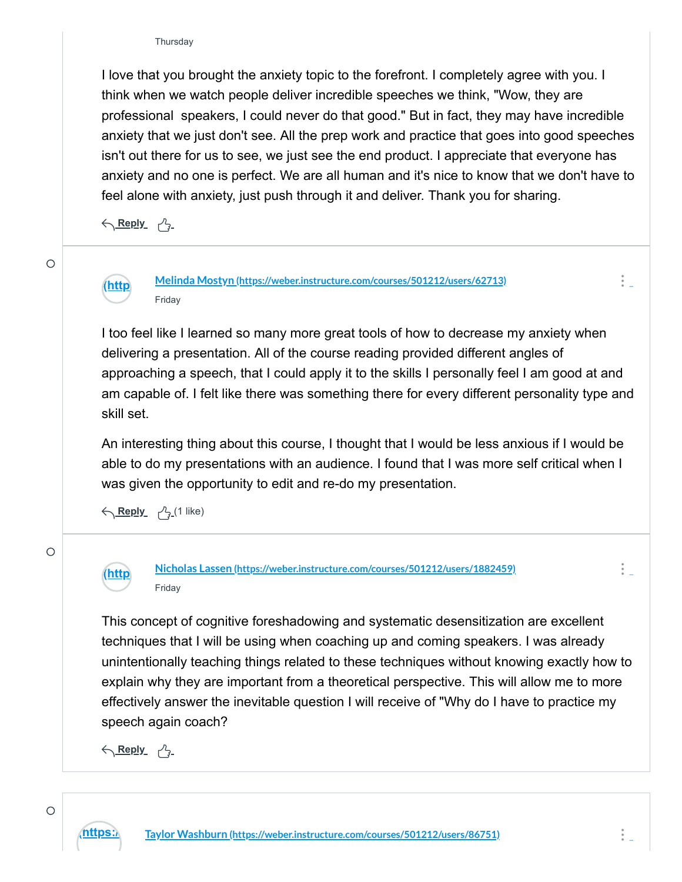Thursday

I love that you brought the anxiety topic to the forefront. I completely agree with you. I think when we watch people deliver incredible speeches we think, "Wow, they are professional speakers, I could never do that good." But in fact, they may have incredible anxiety that we just don't see. All the prep work and practice that goes into good speeches isn't out there for us to see, we just see the end product. I appreciate that everyone has anxiety and no one is perfect. We are all human and it's nice to know that we don't have to feel alone with anxiety, just push through it and deliver. Thank you for sharing.

Reply

---

[Melinda Mostyn (https://weber.instructure.com/courses/501212/users/62713)](https://weber.instructure.com/courses/501212/users/62713)

Friday

I too feel like I learned so many more great tools of how to decrease my anxiety when delivering a presentation. All of the course reading provided different angles of approaching a speech, that I could apply it to the skills I personally feel I am good at and am capable of. I felt like there was something there for every different personality type and skill set.

An interesting thing about this course, I thought that I would be less anxious if I would be able to do my presentations with an audience. I found that I was more self critical when I was given the opportunity to edit and re-do my presentation.

Reply (1 like)

---

[Nicholas Lassen (https://weber.instructure.com/courses/501212/users/1882459)](https://weber.instructure.com/courses/501212/users/1882459)

Friday

This concept of cognitive foreshadowing and systematic desensitization are excellent techniques that I will be using when coaching up and coming speakers. I was already unintentionally teaching things related to these techniques without knowing exactly how to explain why they are important from a theoretical perspective. This will allow me to more effectively answer the inevitable question I will receive of "Why do I have to practice my speech again coach?

Reply

---

[Taylor Washburn (https://weber.instructure.com/courses/501212/users/86751)](https://weber.instructure.com/courses/501212/users/86751)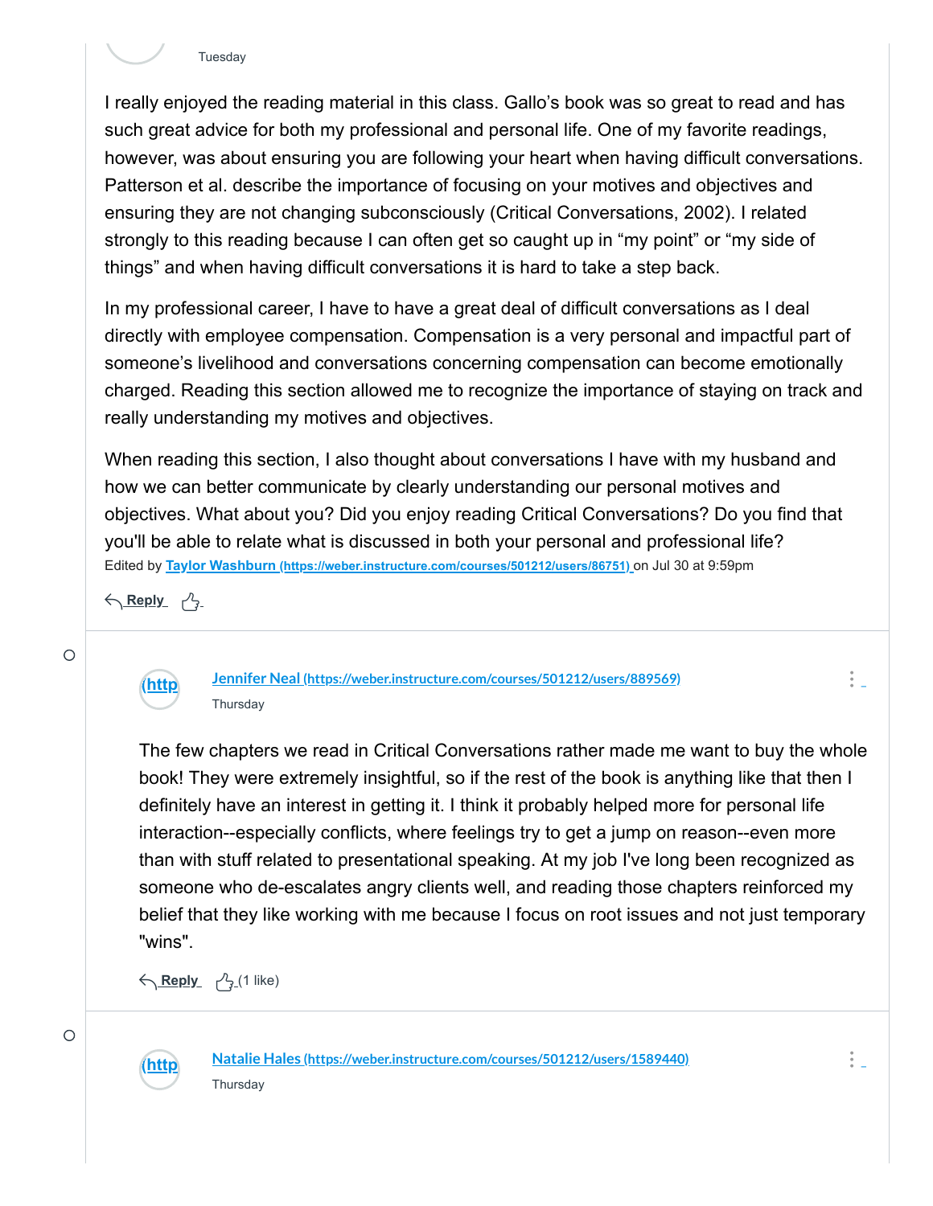Tuesday

I really enjoyed the reading material in this class. Gallo's book was so great to read and has such great advice for both my professional and personal life. One of my favorite readings, however, was about ensuring you are following your heart when having difficult conversations. Patterson et al. describe the importance of focusing on your motives and objectives and ensuring they are not changing subconsciously (Critical Conversations, 2002). I related strongly to this reading because I can often get so caught up in "my point" or "my side of things" and when having difficult conversations it is hard to take a step back.

In my professional career, I have to have a great deal of difficult conversations as I deal directly with employee compensation. Compensation is a very personal and impactful part of someone's livelihood and conversations concerning compensation can become emotionally charged. Reading this section allowed me to recognize the importance of staying on track and really understanding my motives and objectives.

When reading this section, I also thought about conversations I have with my husband and how we can better communicate by clearly understanding our personal motives and objectives. What about you? Did you enjoy reading Critical Conversations? Do you find that you'll be able to relate what is discussed in both your personal and professional life?

Edited by **Taylor Washburn** (https://weber.instructure.com/courses/501212/users/86751) on Jul 30 at 9:59pm

Reply

---

**Jennifer Neal** (https://weber.instructure.com/courses/501212/users/889569)

Thursday

The few chapters we read in Critical Conversations rather made me want to buy the whole book! They were extremely insightful, so if the rest of the book is anything like that then I definitely have an interest in getting it. I think it probably helped more for personal life interaction--especially conflicts, where feelings try to get a jump on reason--even more than with stuff related to presentational speaking. At my job I've long been recognized as someone who de-escalates angry clients well, and reading those chapters reinforced my belief that they like working with me because I focus on root issues and not just temporary "wins".

Reply (1 like)

---

**Natalie Hales** (https://weber.instructure.com/courses/501212/users/1589440)

Thursday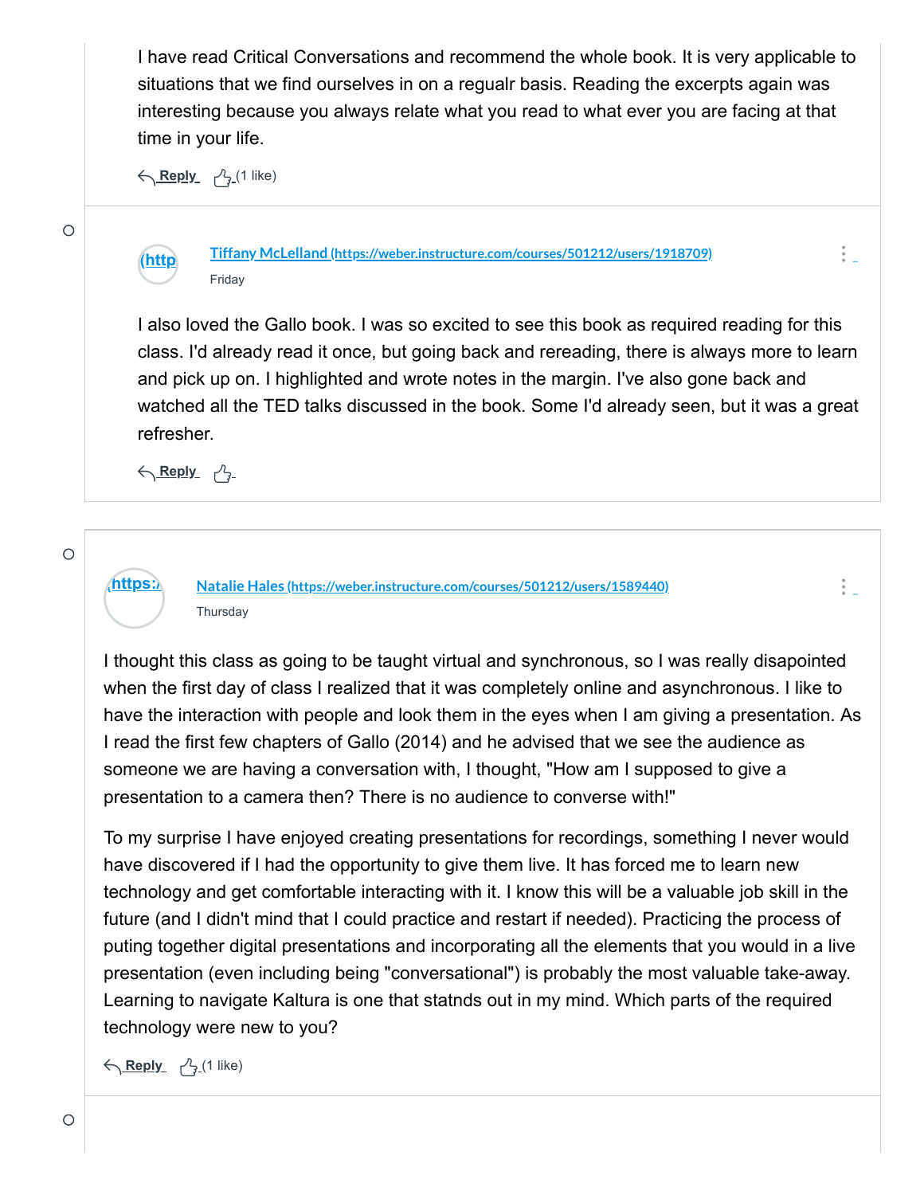I have read Critical Conversations and recommend the whole book. It is very applicable to situations that we find ourselves in on a regualr basis. Reading the excerpts again was interesting because you always relate what you read to what ever you are facing at that time in your life.

Reply (1 like)

○

(http

[Tiffany McLelland (https://weber.instructure.com/courses/501212/users/1918709)](https://weber.instructure.com/courses/501212/users/1918709)

Friday

I also loved the Gallo book. I was so excited to see this book as required reading for this class. I'd already read it once, but going back and rereading, there is always more to learn and pick up on. I highlighted and wrote notes in the margin. I've also gone back and watched all the TED talks discussed in the book. Some I'd already seen, but it was a great refresher.

Reply

○

(https:/

[Natalie Hales (https://weber.instructure.com/courses/501212/users/1589440)](https://weber.instructure.com/courses/501212/users/1589440)

Thursday

I thought this class as going to be taught virtual and synchronous, so I was really disapointed when the first day of class I realized that it was completely online and asynchronous. I like to have the interaction with people and look them in the eyes when I am giving a presentation. As I read the first few chapters of Gallo (2014) and he advised that we see the audience as someone we are having a conversation with, I thought, "How am I supposed to give a presentation to a camera then? There is no audience to converse with!"

To my surprise I have enjoyed creating presentations for recordings, something I never would have discovered if I had the opportunity to give them live. It has forced me to learn new technology and get comfortable interacting with it. I know this will be a valuable job skill in the future (and I didn't mind that I could practice and restart if needed). Practicing the process of puting together digital presentations and incorporating all the elements that you would in a live presentation (even including being "conversational") is probably the most valuable take-away. Learning to navigate Kaltura is one that statnds out in my mind. Which parts of the required technology were new to you?

Reply (1 like)

○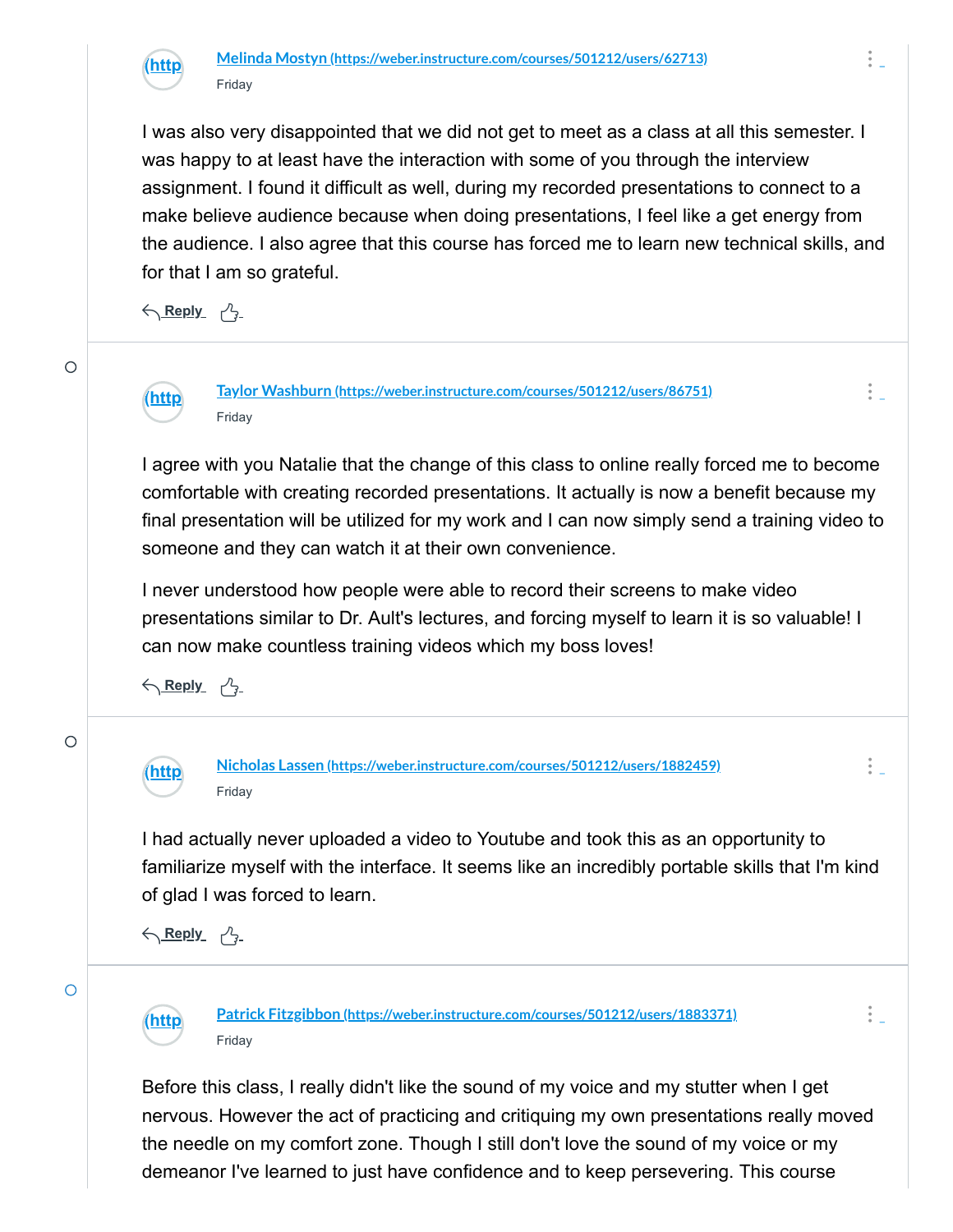[Melinda Mostyn (https://weber.instructure.com/courses/501212/users/62713)](https://weber.instructure.com/courses/501212/users/62713)

Friday

I was also very disappointed that we did not get to meet as a class at all this semester. I was happy to at least have the interaction with some of you through the interview assignment. I found it difficult as well, during my recorded presentations to connect to a make believe audience because when doing presentations, I feel like a get energy from the audience. I also agree that this course has forced me to learn new technical skills, and for that I am so grateful.

Reply

---

[Taylor Washburn (https://weber.instructure.com/courses/501212/users/86751)](https://weber.instructure.com/courses/501212/users/86751)

Friday

I agree with you Natalie that the change of this class to online really forced me to become comfortable with creating recorded presentations. It actually is now a benefit because my final presentation will be utilized for my work and I can now simply send a training video to someone and they can watch it at their own convenience.

I never understood how people were able to record their screens to make video presentations similar to Dr. Ault's lectures, and forcing myself to learn it is so valuable! I can now make countless training videos which my boss loves!

Reply

---

[Nicholas Lassen (https://weber.instructure.com/courses/501212/users/1882459)](https://weber.instructure.com/courses/501212/users/1882459)

Friday

I had actually never uploaded a video to Youtube and took this as an opportunity to familiarize myself with the interface. It seems like an incredibly portable skills that I'm kind of glad I was forced to learn.

Reply

---

[Patrick Fitzgibbon (https://weber.instructure.com/courses/501212/users/1883371)](https://weber.instructure.com/courses/501212/users/1883371)

Friday

Before this class, I really didn't like the sound of my voice and my stutter when I get nervous. However the act of practicing and critiquing my own presentations really moved the needle on my comfort zone. Though I still don't love the sound of my voice or my demeanor I've learned to just have confidence and to keep persevering. This course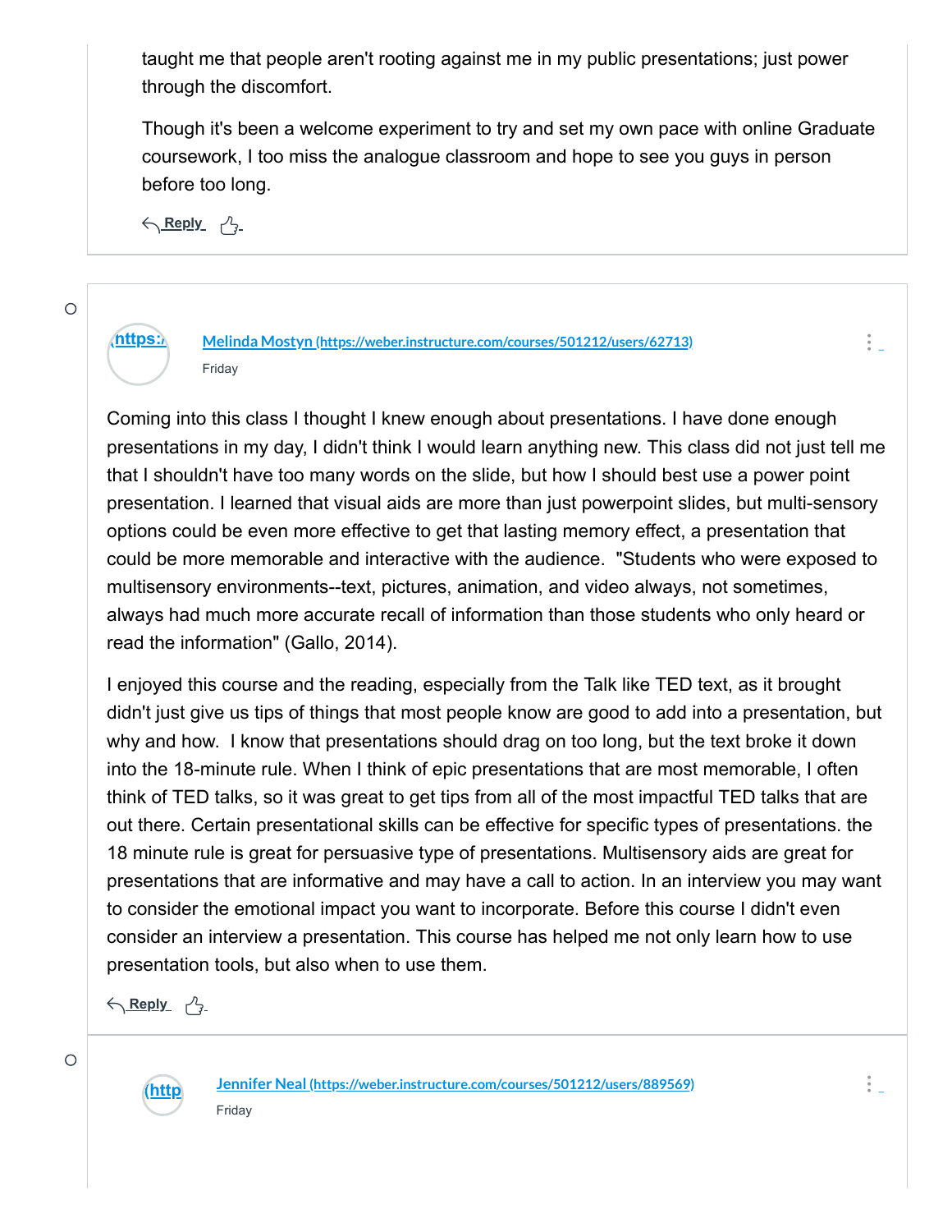taught me that people aren't rooting against me in my public presentations; just power through the discomfort.

Though it's been a welcome experiment to try and set my own pace with online Graduate coursework, I too miss the analogue classroom and hope to see you guys in person before too long.

Reply

Melinda Mostyn (https://weber.instructure.com/courses/501212/users/62713)
Friday

Coming into this class I thought I knew enough about presentations. I have done enough presentations in my day, I didn't think I would learn anything new. This class did not just tell me that I shouldn't have too many words on the slide, but how I should best use a power point presentation. I learned that visual aids are more than just powerpoint slides, but multi-sensory options could be even more effective to get that lasting memory effect, a presentation that could be more memorable and interactive with the audience. "Students who were exposed to multisensory environments--text, pictures, animation, and video always, not sometimes, always had much more accurate recall of information than those students who only heard or read the information" (Gallo, 2014).

I enjoyed this course and the reading, especially from the Talk like TED text, as it brought didn't just give us tips of things that most people know are good to add into a presentation, but why and how. I know that presentations should drag on too long, but the text broke it down into the 18-minute rule. When I think of epic presentations that are most memorable, I often think of TED talks, so it was great to get tips from all of the most impactful TED talks that are out there. Certain presentational skills can be effective for specific types of presentations. the 18 minute rule is great for persuasive type of presentations. Multisensory aids are great for presentations that are informative and may have a call to action. In an interview you may want to consider the emotional impact you want to incorporate. Before this course I didn't even consider an interview a presentation. This course has helped me not only learn how to use presentation tools, but also when to use them.

Reply

Jennifer Neal (https://weber.instructure.com/courses/501212/users/889569)
Friday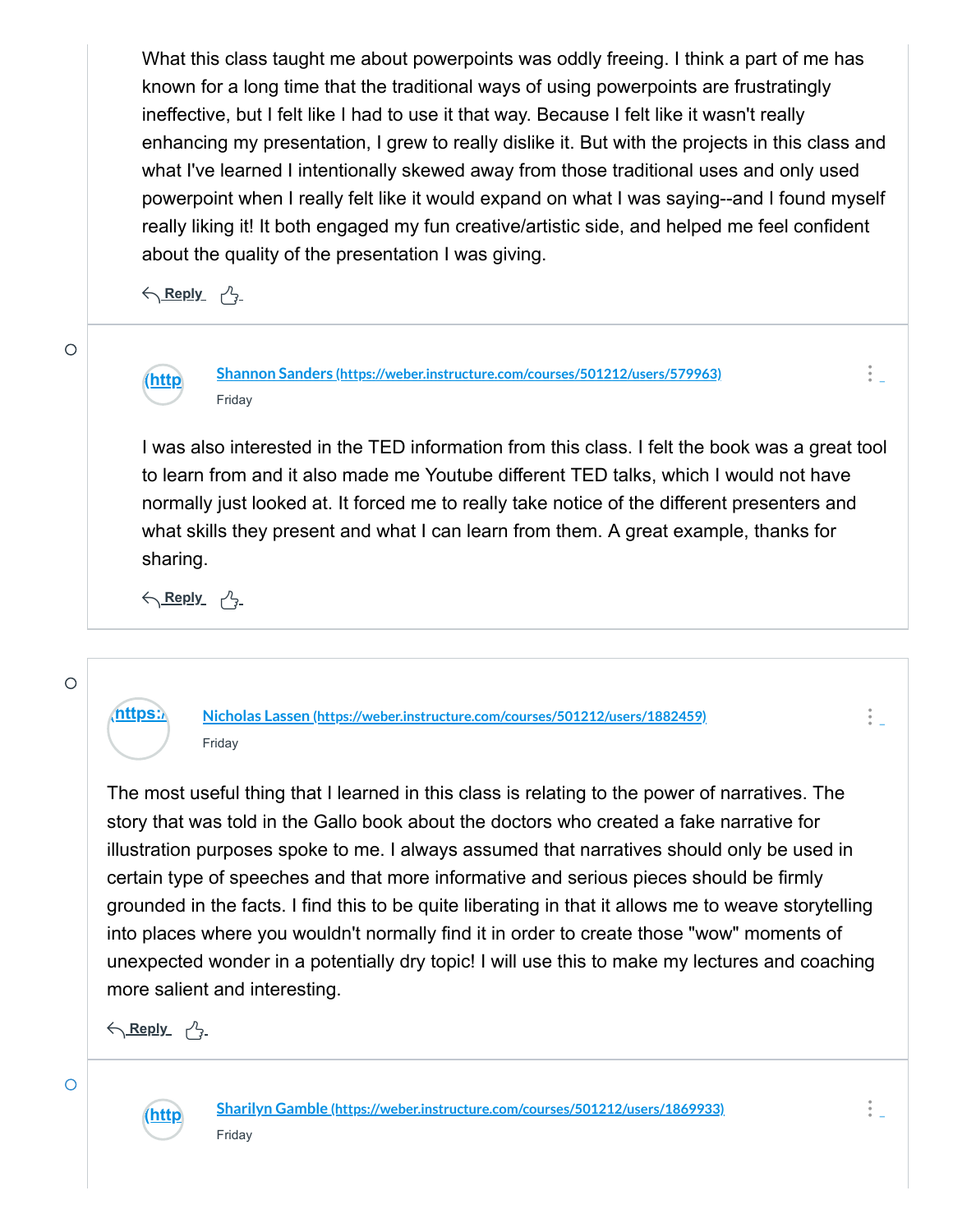What this class taught me about powerpoints was oddly freeing. I think a part of me has known for a long time that the traditional ways of using powerpoints are frustratingly ineffective, but I felt like I had to use it that way. Because I felt like it wasn't really enhancing my presentation, I grew to really dislike it. But with the projects in this class and what I've learned I intentionally skewed away from those traditional uses and only used powerpoint when I really felt like it would expand on what I was saying--and I found myself really liking it! It both engaged my fun creative/artistic side, and helped me feel confident about the quality of the presentation I was giving.

Reply

[Shannon Sanders (https://weber.instructure.com/courses/501212/users/579963)](https://weber.instructure.com/courses/501212/users/579963)
Friday

I was also interested in the TED information from this class. I felt the book was a great tool to learn from and it also made me Youtube different TED talks, which I would not have normally just looked at. It forced me to really take notice of the different presenters and what skills they present and what I can learn from them. A great example, thanks for sharing.

Reply

[Nicholas Lassen (https://weber.instructure.com/courses/501212/users/1882459)](https://weber.instructure.com/courses/501212/users/1882459)
Friday

The most useful thing that I learned in this class is relating to the power of narratives. The story that was told in the Gallo book about the doctors who created a fake narrative for illustration purposes spoke to me. I always assumed that narratives should only be used in certain type of speeches and that more informative and serious pieces should be firmly grounded in the facts. I find this to be quite liberating in that it allows me to weave storytelling into places where you wouldn't normally find it in order to create those "wow" moments of unexpected wonder in a potentially dry topic! I will use this to make my lectures and coaching more salient and interesting.

Reply

[Sharilyn Gamble (https://weber.instructure.com/courses/501212/users/1869933)](https://weber.instructure.com/courses/501212/users/1869933)
Friday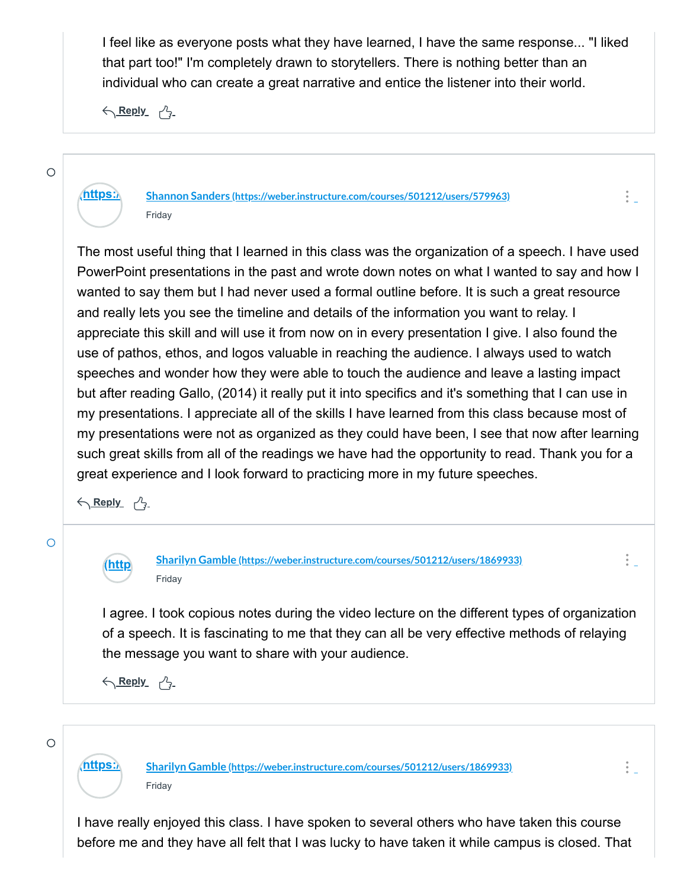I feel like as everyone posts what they have learned, I have the same response... "I liked that part too!" I'm completely drawn to storytellers. There is nothing better than an individual who can create a great narrative and entice the listener into their world.

Reply

**Shannon Sanders (https://weber.instructure.com/courses/501212/users/579963)**
Friday

The most useful thing that I learned in this class was the organization of a speech. I have used PowerPoint presentations in the past and wrote down notes on what I wanted to say and how I wanted to say them but I had never used a formal outline before. It is such a great resource and really lets you see the timeline and details of the information you want to relay. I appreciate this skill and will use it from now on in every presentation I give. I also found the use of pathos, ethos, and logos valuable in reaching the audience. I always used to watch speeches and wonder how they were able to touch the audience and leave a lasting impact but after reading Gallo, (2014) it really put it into specifics and it's something that I can use in my presentations. I appreciate all of the skills I have learned from this class because most of my presentations were not as organized as they could have been, I see that now after learning such great skills from all of the readings we have had the opportunity to read. Thank you for a great experience and I look forward to practicing more in my future speeches.

Reply

**Sharilyn Gamble (https://weber.instructure.com/courses/501212/users/1869933)**
Friday

I agree. I took copious notes during the video lecture on the different types of organization of a speech. It is fascinating to me that they can all be very effective methods of relaying the message you want to share with your audience.

Reply

**Sharilyn Gamble (https://weber.instructure.com/courses/501212/users/1869933)**
Friday

I have really enjoyed this class. I have spoken to several others who have taken this course before me and they have all felt that I was lucky to have taken it while campus is closed. That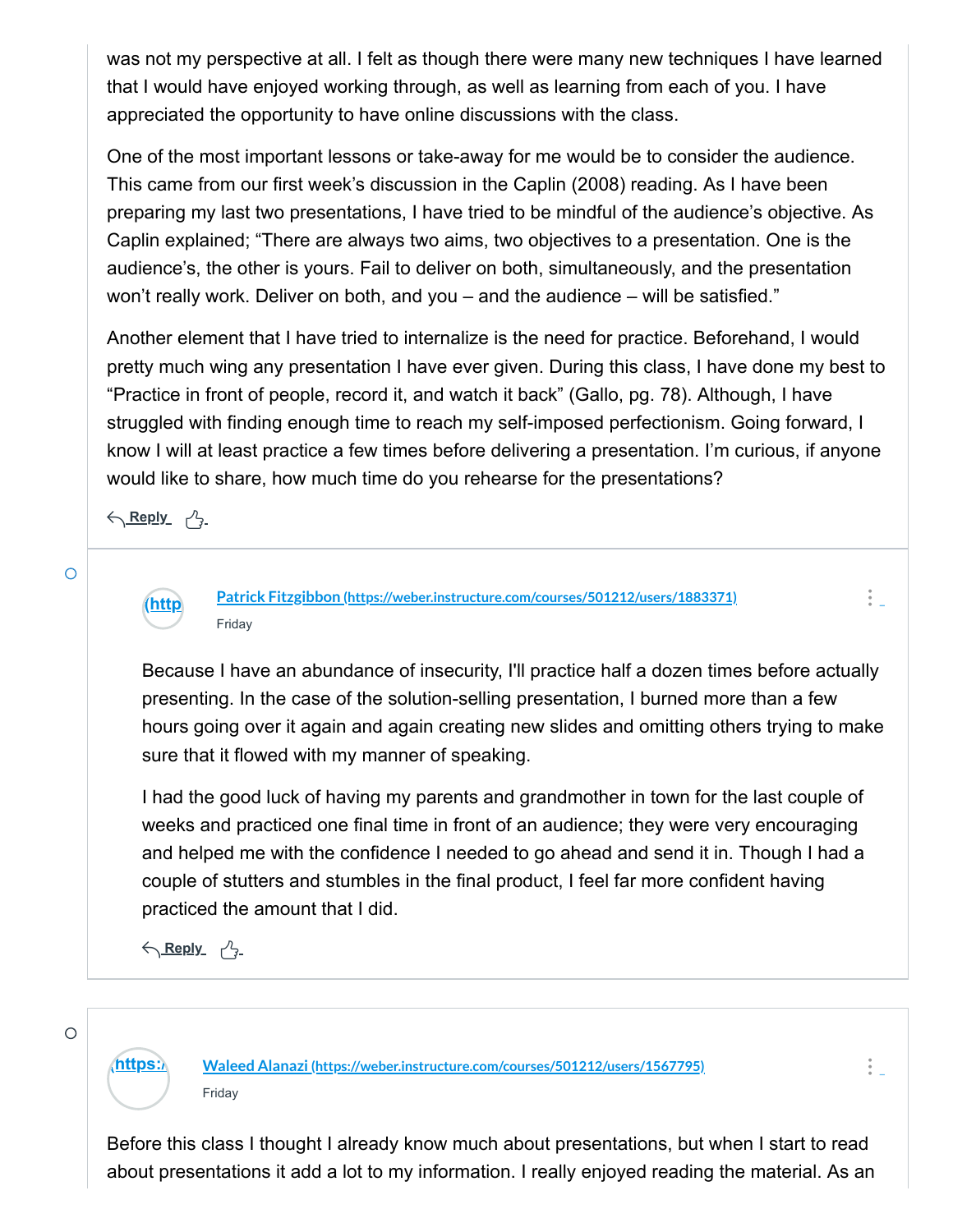was not my perspective at all. I felt as though there were many new techniques I have learned that I would have enjoyed working through, as well as learning from each of you. I have appreciated the opportunity to have online discussions with the class.

One of the most important lessons or take-away for me would be to consider the audience. This came from our first week's discussion in the Caplin (2008) reading. As I have been preparing my last two presentations, I have tried to be mindful of the audience's objective. As Caplin explained; "There are always two aims, two objectives to a presentation. One is the audience's, the other is yours. Fail to deliver on both, simultaneously, and the presentation won't really work. Deliver on both, and you – and the audience – will be satisfied."

Another element that I have tried to internalize is the need for practice. Beforehand, I would pretty much wing any presentation I have ever given. During this class, I have done my best to "Practice in front of people, record it, and watch it back" (Gallo, pg. 78). Although, I have struggled with finding enough time to reach my self-imposed perfectionism. Going forward, I know I will at least practice a few times before delivering a presentation. I'm curious, if anyone would like to share, how much time do you rehearse for the presentations?

Reply

[Patrick Fitzgibbon (https://weber.instructure.com/courses/501212/users/1883371)](https://weber.instructure.com/courses/501212/users/1883371)
Friday

Because I have an abundance of insecurity, I'll practice half a dozen times before actually presenting. In the case of the solution-selling presentation, I burned more than a few hours going over it again and again creating new slides and omitting others trying to make sure that it flowed with my manner of speaking.

I had the good luck of having my parents and grandmother in town for the last couple of weeks and practiced one final time in front of an audience; they were very encouraging and helped me with the confidence I needed to go ahead and send it in. Though I had a couple of stutters and stumbles in the final product, I feel far more confident having practiced the amount that I did.

Reply

[Waleed Alanazi (https://weber.instructure.com/courses/501212/users/1567795)](https://weber.instructure.com/courses/501212/users/1567795)
Friday

Before this class I thought I already know much about presentations, but when I start to read about presentations it add a lot to my information. I really enjoyed reading the material. As an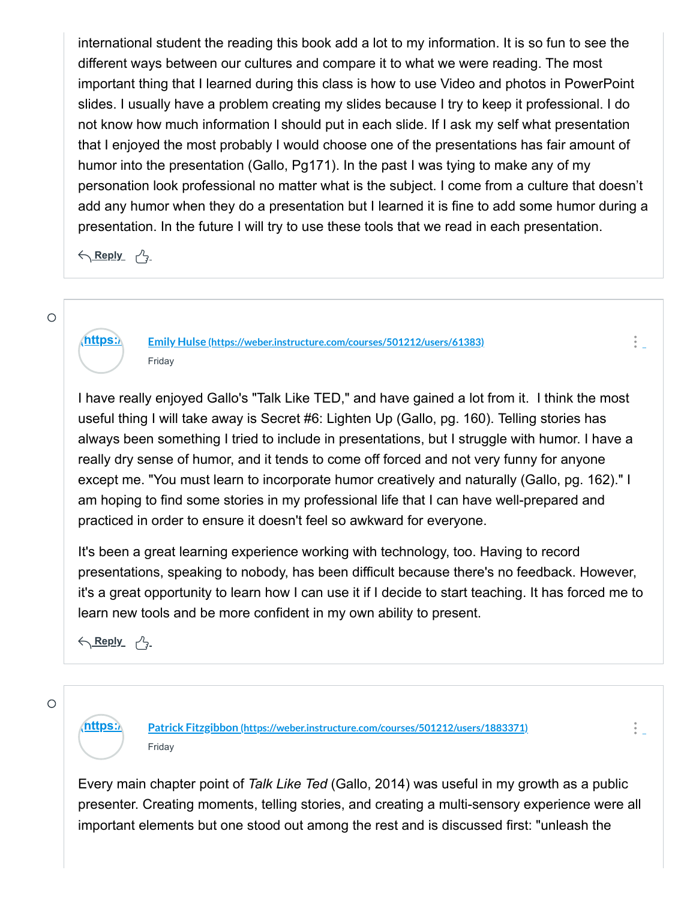international student the reading this book add a lot to my information. It is so fun to see the different ways between our cultures and compare it to what we were reading. The most important thing that I learned during this class is how to use Video and photos in PowerPoint slides. I usually have a problem creating my slides because I try to keep it professional. I do not know how much information I should put in each slide. If I ask my self what presentation that I enjoyed the most probably I would choose one of the presentations has fair amount of humor into the presentation (Gallo, Pg171). In the past I was tying to make any of my personation look professional no matter what is the subject. I come from a culture that doesn't add any humor when they do a presentation but I learned it is fine to add some humor during a presentation. In the future I will try to use these tools that we read in each presentation.

Reply

---

[Emily Hulse (https://weber.instructure.com/courses/501212/users/61383)](https://weber.instructure.com/courses/501212/users/61383)

Friday

I have really enjoyed Gallo's "Talk Like TED," and have gained a lot from it. I think the most useful thing I will take away is Secret #6: Lighten Up (Gallo, pg. 160). Telling stories has always been something I tried to include in presentations, but I struggle with humor. I have a really dry sense of humor, and it tends to come off forced and not very funny for anyone except me. "You must learn to incorporate humor creatively and naturally (Gallo, pg. 162)." I am hoping to find some stories in my professional life that I can have well-prepared and practiced in order to ensure it doesn't feel so awkward for everyone.

It's been a great learning experience working with technology, too. Having to record presentations, speaking to nobody, has been difficult because there's no feedback. However, it's a great opportunity to learn how I can use it if I decide to start teaching. It has forced me to learn new tools and be more confident in my own ability to present.

Reply

---

[Patrick Fitzgibbon (https://weber.instructure.com/courses/501212/users/1883371)](https://weber.instructure.com/courses/501212/users/1883371)

Friday

Every main chapter point of *Talk Like Ted* (Gallo, 2014) was useful in my growth as a public presenter. Creating moments, telling stories, and creating a multi-sensory experience were all important elements but one stood out among the rest and is discussed first: "unleash the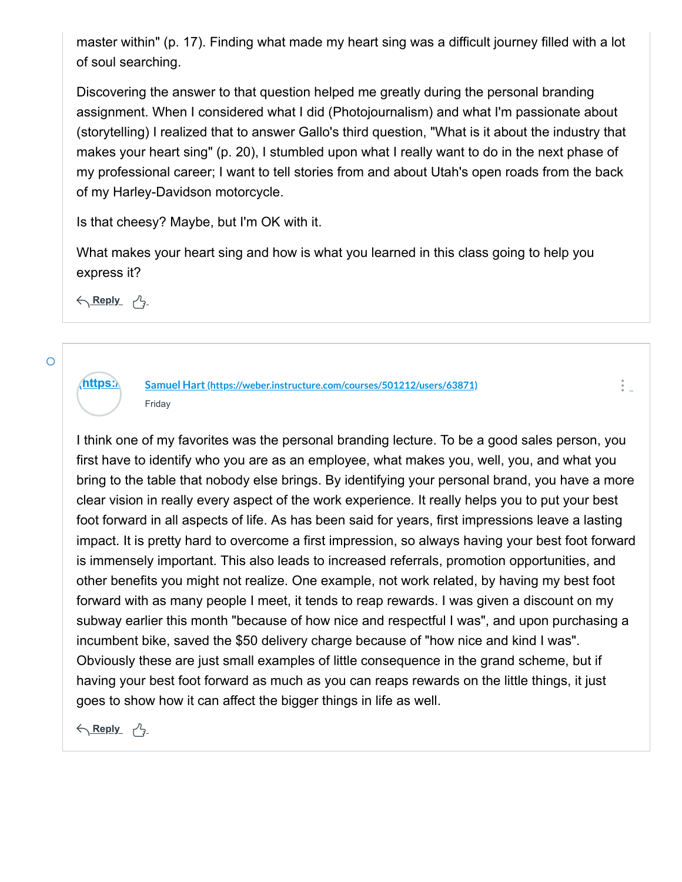master within" (p. 17). Finding what made my heart sing was a difficult journey filled with a lot of soul searching.

Discovering the answer to that question helped me greatly during the personal branding assignment. When I considered what I did (Photojournalism) and what I'm passionate about (storytelling) I realized that to answer Gallo's third question, "What is it about the industry that makes your heart sing" (p. 20), I stumbled upon what I really want to do in the next phase of my professional career; I want to tell stories from and about Utah's open roads from the back of my Harley-Davidson motorcycle.

Is that cheesy? Maybe, but I'm OK with it.

What makes your heart sing and how is what you learned in this class going to help you express it?

Reply

[Samuel Hart (https://weber.instructure.com/courses/501212/users/63871)](https://weber.instructure.com/courses/501212/users/63871)

Friday

I think one of my favorites was the personal branding lecture. To be a good sales person, you first have to identify who you are as an employee, what makes you, well, you, and what you bring to the table that nobody else brings. By identifying your personal brand, you have a more clear vision in really every aspect of the work experience. It really helps you to put your best foot forward in all aspects of life. As has been said for years, first impressions leave a lasting impact. It is pretty hard to overcome a first impression, so always having your best foot forward is immensely important. This also leads to increased referrals, promotion opportunities, and other benefits you might not realize. One example, not work related, by having my best foot forward with as many people I meet, it tends to reap rewards. I was given a discount on my subway earlier this month "because of how nice and respectful I was", and upon purchasing a incumbent bike, saved the $50 delivery charge because of "how nice and kind I was". Obviously these are just small examples of little consequence in the grand scheme, but if having your best foot forward as much as you can reaps rewards on the little things, it just goes to show how it can affect the bigger things in life as well.

Reply